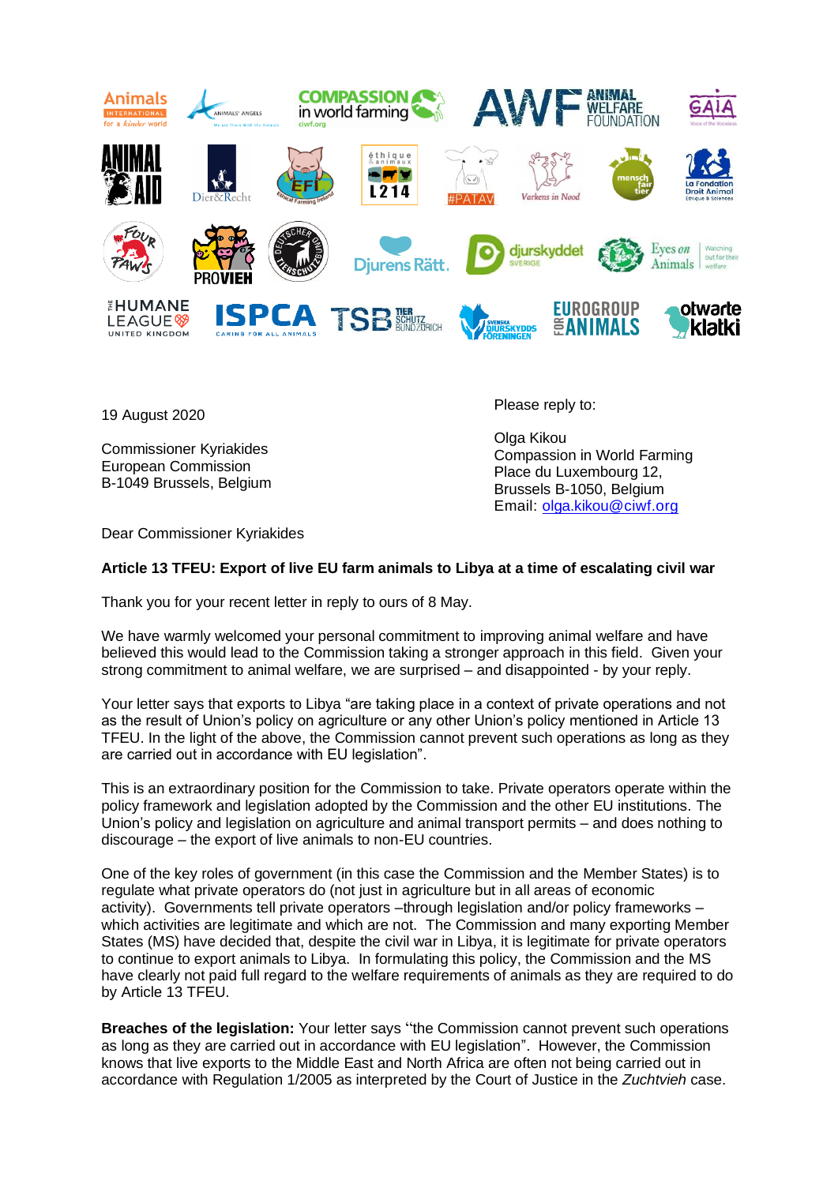19 August 2020

Commissioner Kyriakides
European Commission
B-1049 Brussels, Belgium

Please reply to:

Olga Kikou
Compassion in World Farming
Place du Luxembourg 12,
Brussels B-1050, Belgium
Email: olga.kikou@ciwf.org

Dear Commissioner Kyriakides

**Article 13 TFEU: Export of live EU farm animals to Libya at a time of escalating civil war**

Thank you for your recent letter in reply to ours of 8 May.

We have warmly welcomed your personal commitment to improving animal welfare and have believed this would lead to the Commission taking a stronger approach in this field. Given your strong commitment to animal welfare, we are surprised – and disappointed - by your reply.

Your letter says that exports to Libya "are taking place in a context of private operations and not as the result of Union's policy on agriculture or any other Union's policy mentioned in Article 13 TFEU. In the light of the above, the Commission cannot prevent such operations as long as they are carried out in accordance with EU legislation".

This is an extraordinary position for the Commission to take. Private operators operate within the policy framework and legislation adopted by the Commission and the other EU institutions. The Union's policy and legislation on agriculture and animal transport permits – and does nothing to discourage – the export of live animals to non-EU countries.

One of the key roles of government (in this case the Commission and the Member States) is to regulate what private operators do (not just in agriculture but in all areas of economic activity). Governments tell private operators –through legislation and/or policy frameworks – which activities are legitimate and which are not. The Commission and many exporting Member States (MS) have decided that, despite the civil war in Libya, it is legitimate for private operators to continue to export animals to Libya. In formulating this policy, the Commission and the MS have clearly not paid full regard to the welfare requirements of animals as they are required to do by Article 13 TFEU.

**Breaches of the legislation:** Your letter says "the Commission cannot prevent such operations as long as they are carried out in accordance with EU legislation". However, the Commission knows that live exports to the Middle East and North Africa are often not being carried out in accordance with Regulation 1/2005 as interpreted by the Court of Justice in the *Zuchtvieh* case.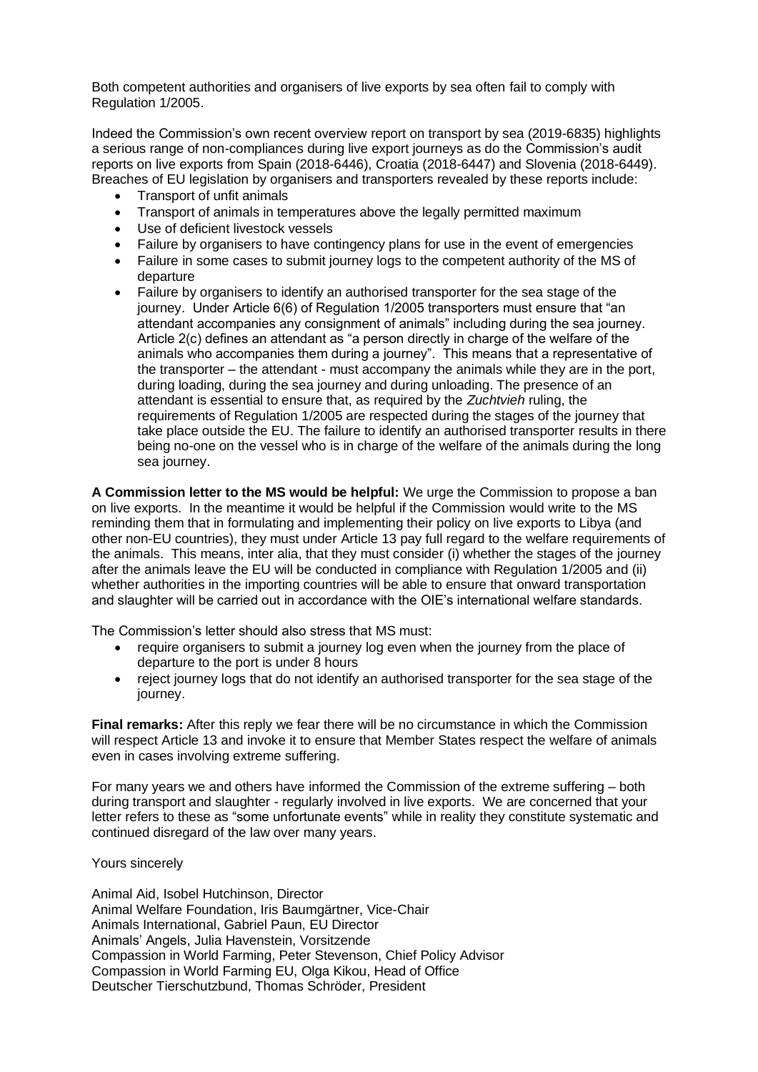Both competent authorities and organisers of live exports by sea often fail to comply with Regulation 1/2005.

Indeed the Commission's own recent overview report on transport by sea (2019-6835) highlights a serious range of non-compliances during live export journeys as do the Commission's audit reports on live exports from Spain (2018-6446), Croatia (2018-6447) and Slovenia (2018-6449). Breaches of EU legislation by organisers and transporters revealed by these reports include:

- Transport of unfit animals
- Transport of animals in temperatures above the legally permitted maximum
- Use of deficient livestock vessels
- Failure by organisers to have contingency plans for use in the event of emergencies
- Failure in some cases to submit journey logs to the competent authority of the MS of departure
- Failure by organisers to identify an authorised transporter for the sea stage of the journey. Under Article 6(6) of Regulation 1/2005 transporters must ensure that "an attendant accompanies any consignment of animals" including during the sea journey. Article 2(c) defines an attendant as "a person directly in charge of the welfare of the animals who accompanies them during a journey". This means that a representative of the transporter – the attendant - must accompany the animals while they are in the port, during loading, during the sea journey and during unloading. The presence of an attendant is essential to ensure that, as required by the *Zuchtvieh* ruling, the requirements of Regulation 1/2005 are respected during the stages of the journey that take place outside the EU. The failure to identify an authorised transporter results in there being no-one on the vessel who is in charge of the welfare of the animals during the long sea journey.

**A Commission letter to the MS would be helpful:** We urge the Commission to propose a ban on live exports. In the meantime it would be helpful if the Commission would write to the MS reminding them that in formulating and implementing their policy on live exports to Libya (and other non-EU countries), they must under Article 13 pay full regard to the welfare requirements of the animals. This means, inter alia, that they must consider (i) whether the stages of the journey after the animals leave the EU will be conducted in compliance with Regulation 1/2005 and (ii) whether authorities in the importing countries will be able to ensure that onward transportation and slaughter will be carried out in accordance with the OIE's international welfare standards.

The Commission's letter should also stress that MS must:

- require organisers to submit a journey log even when the journey from the place of departure to the port is under 8 hours
- reject journey logs that do not identify an authorised transporter for the sea stage of the journey.

**Final remarks:** After this reply we fear there will be no circumstance in which the Commission will respect Article 13 and invoke it to ensure that Member States respect the welfare of animals even in cases involving extreme suffering.

For many years we and others have informed the Commission of the extreme suffering – both during transport and slaughter - regularly involved in live exports. We are concerned that your letter refers to these as "some unfortunate events" while in reality they constitute systematic and continued disregard of the law over many years.

Yours sincerely

Animal Aid, Isobel Hutchinson, Director
Animal Welfare Foundation, Iris Baumgärtner, Vice-Chair
Animals International, Gabriel Paun, EU Director
Animals' Angels, Julia Havenstein, Vorsitzende
Compassion in World Farming, Peter Stevenson, Chief Policy Advisor
Compassion in World Farming EU, Olga Kikou, Head of Office
Deutscher Tierschutzbund, Thomas Schröder, President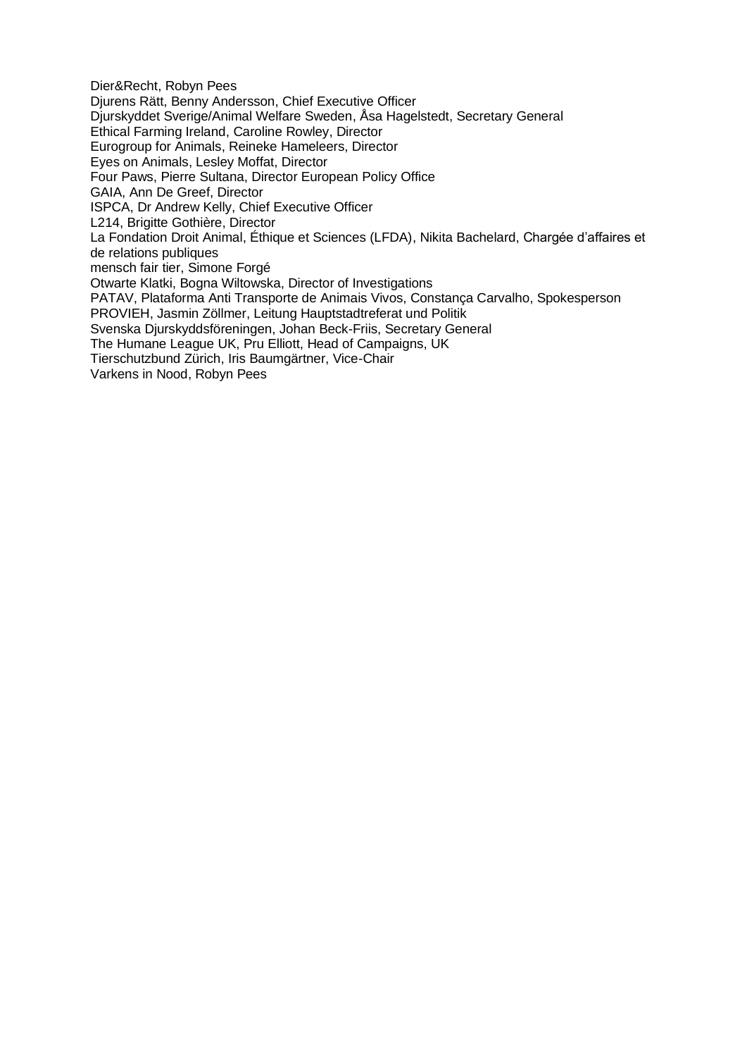Dier&Recht, Robyn Pees
Djurens Rätt, Benny Andersson, Chief Executive Officer
Djurskyddet Sverige/Animal Welfare Sweden, Åsa Hagelstedt, Secretary General
Ethical Farming Ireland, Caroline Rowley, Director
Eurogroup for Animals, Reineke Hameleers, Director
Eyes on Animals, Lesley Moffat, Director
Four Paws, Pierre Sultana, Director European Policy Office
GAIA, Ann De Greef, Director
ISPCA, Dr Andrew Kelly, Chief Executive Officer
L214, Brigitte Gothière, Director
La Fondation Droit Animal, Éthique et Sciences (LFDA), Nikita Bachelard, Chargée d'affaires et de relations publiques
mensch fair tier, Simone Forgé
Otwarte Klatki, Bogna Wiltowska, Director of Investigations
PATAV, Plataforma Anti Transporte de Animais Vivos, Constança Carvalho, Spokesperson
PROVIEH, Jasmin Zöllmer, Leitung Hauptstadtreferat und Politik
Svenska Djurskyddsföreningen, Johan Beck-Friis, Secretary General
The Humane League UK, Pru Elliott, Head of Campaigns, UK
Tierschutzbund Zürich, Iris Baumgärtner, Vice-Chair
Varkens in Nood, Robyn Pees